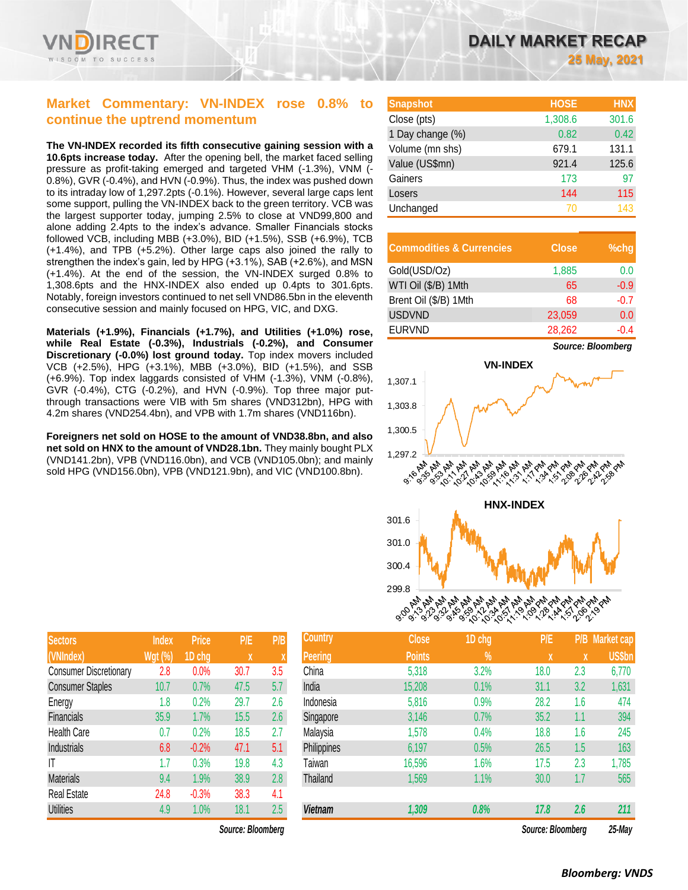# DAILY MARKET RECAP

**25 May, 2021**

## Market Commentary: VN-INDEX rose 0.8% to continue the uptrend momentum

**The VN-INDEX recorded its fifth consecutive gaining session with a 10.6pts increase today.** After the opening bell, the market faced selling pressure as profit-taking emerged and targeted VHM (-1.3%), VNM (-0.8%), GVR (-0.4%), and HVN (-0.9%). Thus, the index was pushed down to its intraday low of 1,297.2pts (-0.1%). However, several large caps lent some support, pulling the VN-INDEX back to the green territory. VCB was the largest supporter today, jumping 2.5% to close at VND99,800 and alone adding 2.4pts to the index's advance. Smaller Financials stocks followed VCB, including MBB (+3.0%), BID (+1.5%), SSB (+6.9%), TCB (+1.4%), and TPB (+5.2%). Other large caps also joined the rally to strengthen the index's gain, led by HPG (+3.1%), SAB (+2.6%), and MSN (+1.4%). At the end of the session, the VN-INDEX surged 0.8% to 1,308.6pts and the HNX-INDEX also ended up 0.4pts to 301.6pts. Notably, foreign investors continued to net sell VND86.5bn in the eleventh consecutive session and mainly focused on HPG, VIC, and DXG.

**Materials (+1.9%), Financials (+1.7%), and Utilities (+1.0%) rose, while Real Estate (-0.3%), Industrials (-0.2%), and Consumer Discretionary (-0.0%) lost ground today.** Top index movers included VCB (+2.5%), HPG (+3.1%), MBB (+3.0%), BID (+1.5%), and SSB (+6.9%). Top index laggards consisted of VHM (-1.3%), VNM (-0.8%), GVR (-0.4%), CTG (-0.2%), and HVN (-0.9%). Top three major put-through transactions were VIB with 5m shares (VND312bn), HPG with 4.2m shares (VND254.4bn), and VPB with 1.7m shares (VND116bn).

**Foreigners net sold on HOSE to the amount of VND38.8bn, and also net sold on HNX to the amount of VND28.1bn.** They mainly bought PLX (VND141.2bn), VPB (VND116.0bn), and VCB (VND105.0bn); and mainly sold HPG (VND156.0bn), VPB (VND121.9bn), and VIC (VND100.8bn).

| Snapshot | HOSE | HNX |
|---|---|---|
| Close (pts) | 1,308.6 | 301.6 |
| 1 Day change (%) | 0.82 | 0.42 |
| Volume (mn shs) | 679.1 | 131.1 |
| Value (US$mn) | 921.4 | 125.6 |
| Gainers | 173 | 97 |
| Losers | 144 | 115 |
| Unchanged | 70 | 143 |

| Commodities & Currencies | Close | %chg |
|---|---|---|
| Gold(USD/Oz) | 1,885 | 0.0 |
| WTI Oil ($/B) 1Mth | 65 | -0.9 |
| Brent Oil ($/B) 1Mth | 68 | -0.7 |
| USDVND | 23,059 | 0.0 |
| EURVND | 28,262 | -0.4 |

*Source: Bloomberg*

VN-INDEX

1,307.1
1,303.8
1,300.5
1,297.2

9:16 AM 9:35 AM 9:53 AM 10:11 AM 10:27 AM 10:43 AM 10:59 AM 11:16 AM 11:31 AM 1:17 PM 1:34 PM 1:51 PM 2:08 PM 2:26 PM 2:42 PM 2:58 PM

HNX-INDEX

301.6
301.0
300.4
299.8

9:00 AM 9:13 AM 9:23 AM 9:32 AM 9:45 AM 9:59 AM 10:12 AM 10:34 AM 10:57 AM 11:19 AM 1:09 PM 1:28 PM 1:44 PM 1:57 PM 2:06 PM 2:19 PM

| Sectors (VNIndex) | Index Wgt (%) | Price 1D chg | P/E x | P/B x |
|---|---|---|---|---|
| Consumer Discretionary | 2.8 | 0.0% | 30.7 | 3.5 |
| Consumer Staples | 10.7 | 0.7% | 47.5 | 5.7 |
| Energy | 1.8 | 0.2% | 29.7 | 2.6 |
| Financials | 35.9 | 1.7% | 15.5 | 2.6 |
| Health Care | 0.7 | 0.2% | 18.5 | 2.7 |
| Industrials | 6.8 | -0.2% | 47.1 | 5.1 |
| IT | 1.7 | 0.3% | 19.8 | 4.3 |
| Materials | 9.4 | 1.9% | 38.9 | 2.8 |
| Real Estate | 24.8 | -0.3% | 38.3 | 4.1 |
| Utilities | 4.9 | 1.0% | 18.1 | 2.5 |

*Source: Bloomberg*

| Country Peering | Close Points | 1D chg % | P/E x | P/B x | Market cap US$bn |
|---|---|---|---|---|---|
| China | 5,318 | 3.2% | 18.0 | 2.3 | 6,770 |
| India | 15,208 | 0.1% | 31.1 | 3.2 | 1,631 |
| Indonesia | 5,816 | 0.9% | 28.2 | 1.6 | 474 |
| Singapore | 3,146 | 0.7% | 35.2 | 1.1 | 394 |
| Malaysia | 1,578 | 0.4% | 18.8 | 1.6 | 245 |
| Philippines | 6,197 | 0.5% | 26.5 | 1.5 | 163 |
| Taiwan | 16,596 | 1.6% | 17.5 | 2.3 | 1,785 |
| Thailand | 1,569 | 1.1% | 30.0 | 1.7 | 565 |
| **Vietnam** | **1,309** | **0.8%** | **17.8** | **2.6** | **211** |

*Source: Bloomberg* *25-May*

*Bloomberg: VNDS*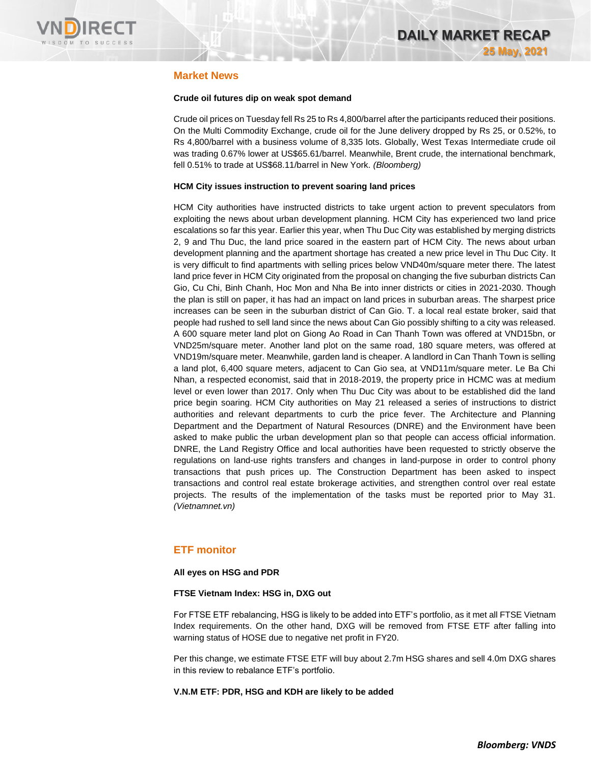## Market News

**Crude oil futures dip on weak spot demand**

Crude oil prices on Tuesday fell Rs 25 to Rs 4,800/barrel after the participants reduced their positions. On the Multi Commodity Exchange, crude oil for the June delivery dropped by Rs 25, or 0.52%, to Rs 4,800/barrel with a business volume of 8,335 lots. Globally, West Texas Intermediate crude oil was trading 0.67% lower at US$65.61/barrel. Meanwhile, Brent crude, the international benchmark, fell 0.51% to trade at US$68.11/barrel in New York. *(Bloomberg)*

**HCM City issues instruction to prevent soaring land prices**

HCM City authorities have instructed districts to take urgent action to prevent speculators from exploiting the news about urban development planning. HCM City has experienced two land price escalations so far this year. Earlier this year, when Thu Duc City was established by merging districts 2, 9 and Thu Duc, the land price soared in the eastern part of HCM City. The news about urban development planning and the apartment shortage has created a new price level in Thu Duc City. It is very difficult to find apartments with selling prices below VND40m/square meter there. The latest land price fever in HCM City originated from the proposal on changing the five suburban districts Can Gio, Cu Chi, Binh Chanh, Hoc Mon and Nha Be into inner districts or cities in 2021-2030. Though the plan is still on paper, it has had an impact on land prices in suburban areas. The sharpest price increases can be seen in the suburban district of Can Gio. T. a local real estate broker, said that people had rushed to sell land since the news about Can Gio possibly shifting to a city was released. A 600 square meter land plot on Giong Ao Road in Can Thanh Town was offered at VND15bn, or VND25m/square meter. Another land plot on the same road, 180 square meters, was offered at VND19m/square meter. Meanwhile, garden land is cheaper. A landlord in Can Thanh Town is selling a land plot, 6,400 square meters, adjacent to Can Gio sea, at VND11m/square meter. Le Ba Chi Nhan, a respected economist, said that in 2018-2019, the property price in HCMC was at medium level or even lower than 2017. Only when Thu Duc City was about to be established did the land price begin soaring. HCM City authorities on May 21 released a series of instructions to district authorities and relevant departments to curb the price fever. The Architecture and Planning Department and the Department of Natural Resources (DNRE) and the Environment have been asked to make public the urban development plan so that people can access official information. DNRE, the Land Registry Office and local authorities have been requested to strictly observe the regulations on land-use rights transfers and changes in land-purpose in order to control phony transactions that push prices up. The Construction Department has been asked to inspect transactions and control real estate brokerage activities, and strengthen control over real estate projects. The results of the implementation of the tasks must be reported prior to May 31. *(Vietnamnet.vn)*

## ETF monitor

**All eyes on HSG and PDR**

**FTSE Vietnam Index: HSG in, DXG out**

For FTSE ETF rebalancing, HSG is likely to be added into ETF's portfolio, as it met all FTSE Vietnam Index requirements. On the other hand, DXG will be removed from FTSE ETF after falling into warning status of HOSE due to negative net profit in FY20.

Per this change, we estimate FTSE ETF will buy about 2.7m HSG shares and sell 4.0m DXG shares in this review to rebalance ETF's portfolio.

**V.N.M ETF: PDR, HSG and KDH are likely to be added**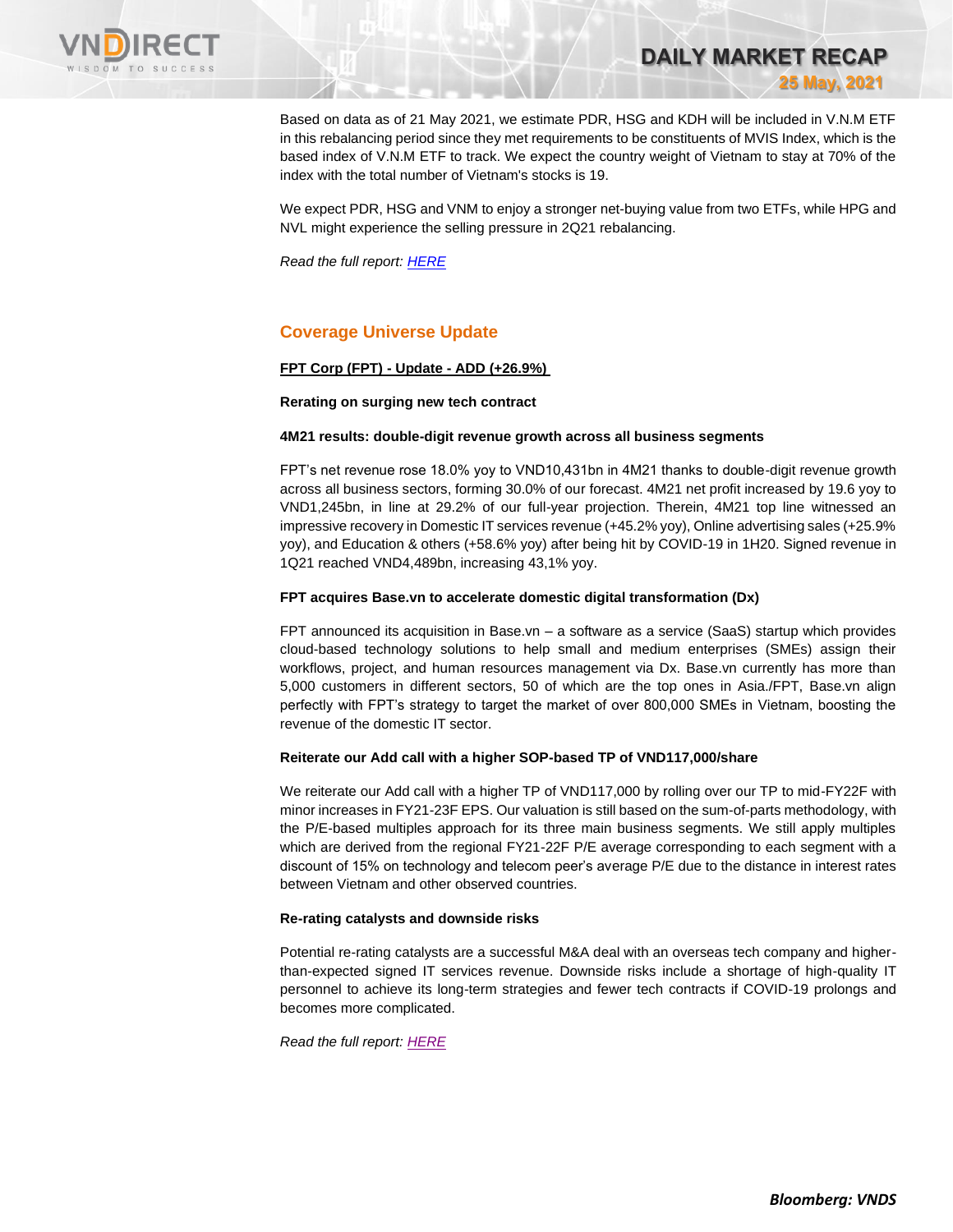Based on data as of 21 May 2021, we estimate PDR, HSG and KDH will be included in V.N.M ETF in this rebalancing period since they met requirements to be constituents of MVIS Index, which is the based index of V.N.M ETF to track. We expect the country weight of Vietnam to stay at 70% of the index with the total number of Vietnam's stocks is 19.

We expect PDR, HSG and VNM to enjoy a stronger net-buying value from two ETFs, while HPG and NVL might experience the selling pressure in 2Q21 rebalancing.

*Read the full report: HERE*

## Coverage Universe Update

**FPT Corp (FPT) - Update - ADD (+26.9%)**

**Rerating on surging new tech contract**

**4M21 results: double-digit revenue growth across all business segments**

FPT's net revenue rose 18.0% yoy to VND10,431bn in 4M21 thanks to double-digit revenue growth across all business sectors, forming 30.0% of our forecast. 4M21 net profit increased by 19.6 yoy to VND1,245bn, in line at 29.2% of our full-year projection. Therein, 4M21 top line witnessed an impressive recovery in Domestic IT services revenue (+45.2% yoy), Online advertising sales (+25.9% yoy), and Education & others (+58.6% yoy) after being hit by COVID-19 in 1H20. Signed revenue in 1Q21 reached VND4,489bn, increasing 43,1% yoy.

**FPT acquires Base.vn to accelerate domestic digital transformation (Dx)**

FPT announced its acquisition in Base.vn – a software as a service (SaaS) startup which provides cloud-based technology solutions to help small and medium enterprises (SMEs) assign their workflows, project, and human resources management via Dx. Base.vn currently has more than 5,000 customers in different sectors, 50 of which are the top ones in Asia./FPT, Base.vn align perfectly with FPT's strategy to target the market of over 800,000 SMEs in Vietnam, boosting the revenue of the domestic IT sector.

**Reiterate our Add call with a higher SOP-based TP of VND117,000/share**

We reiterate our Add call with a higher TP of VND117,000 by rolling over our TP to mid-FY22F with minor increases in FY21-23F EPS. Our valuation is still based on the sum-of-parts methodology, with the P/E-based multiples approach for its three main business segments. We still apply multiples which are derived from the regional FY21-22F P/E average corresponding to each segment with a discount of 15% on technology and telecom peer's average P/E due to the distance in interest rates between Vietnam and other observed countries.

**Re-rating catalysts and downside risks**

Potential re-rating catalysts are a successful M&A deal with an overseas tech company and higher-than-expected signed IT services revenue. Downside risks include a shortage of high-quality IT personnel to achieve its long-term strategies and fewer tech contracts if COVID-19 prolongs and becomes more complicated.

*Read the full report: HERE*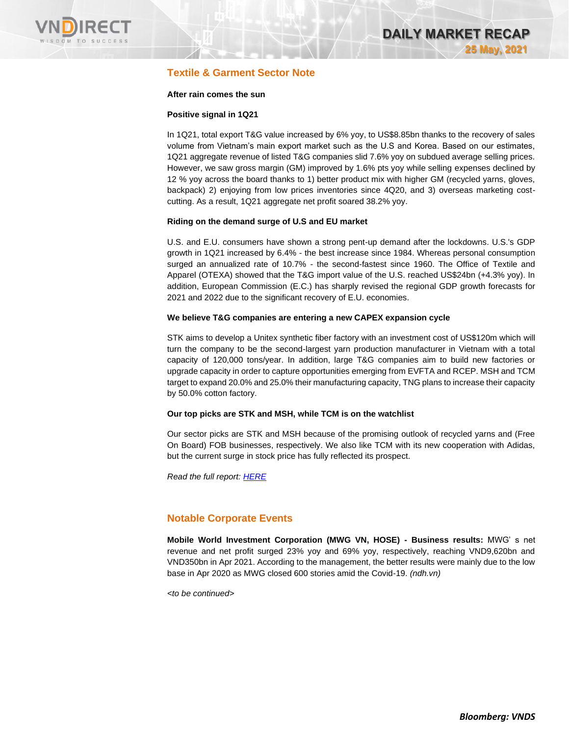## Textile & Garment Sector Note

**After rain comes the sun**

**Positive signal in 1Q21**

In 1Q21, total export T&G value increased by 6% yoy, to US$8.85bn thanks to the recovery of sales volume from Vietnam's main export market such as the U.S and Korea. Based on our estimates, 1Q21 aggregate revenue of listed T&G companies slid 7.6% yoy on subdued average selling prices. However, we saw gross margin (GM) improved by 1.6% pts yoy while selling expenses declined by 12 % yoy across the board thanks to 1) better product mix with higher GM (recycled yarns, gloves, backpack) 2) enjoying from low prices inventories since 4Q20, and 3) overseas marketing cost-cutting. As a result, 1Q21 aggregate net profit soared 38.2% yoy.

**Riding on the demand surge of U.S and EU market**

U.S. and E.U. consumers have shown a strong pent-up demand after the lockdowns. U.S.'s GDP growth in 1Q21 increased by 6.4% - the best increase since 1984. Whereas personal consumption surged an annualized rate of 10.7% - the second-fastest since 1960. The Office of Textile and Apparel (OTEXA) showed that the T&G import value of the U.S. reached US$24bn (+4.3% yoy). In addition, European Commission (E.C.) has sharply revised the regional GDP growth forecasts for 2021 and 2022 due to the significant recovery of E.U. economies.

**We believe T&G companies are entering a new CAPEX expansion cycle**

STK aims to develop a Unitex synthetic fiber factory with an investment cost of US$120m which will turn the company to be the second-largest yarn production manufacturer in Vietnam with a total capacity of 120,000 tons/year. In addition, large T&G companies aim to build new factories or upgrade capacity in order to capture opportunities emerging from EVFTA and RCEP. MSH and TCM target to expand 20.0% and 25.0% their manufacturing capacity, TNG plans to increase their capacity by 50.0% cotton factory.

**Our top picks are STK and MSH, while TCM is on the watchlist**

Our sector picks are STK and MSH because of the promising outlook of recycled yarns and (Free On Board) FOB businesses, respectively. We also like TCM with its new cooperation with Adidas, but the current surge in stock price has fully reflected its prospect.

*Read the full report: HERE*

## Notable Corporate Events

**Mobile World Investment Corporation (MWG VN, HOSE) - Business results:** MWG' s net revenue and net profit surged 23% yoy and 69% yoy, respectively, reaching VND9,620bn and VND350bn in Apr 2021. According to the management, the better results were mainly due to the low base in Apr 2020 as MWG closed 600 stories amid the Covid-19. *(ndh.vn)*

*<to be continued>*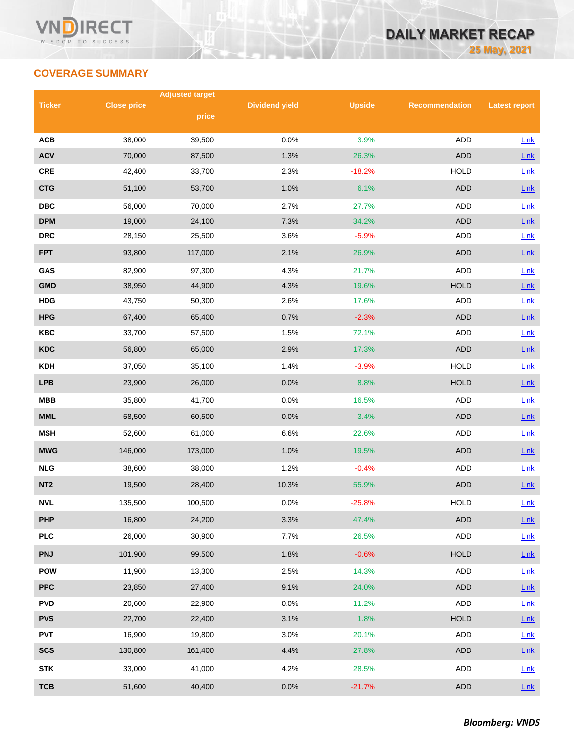## COVERAGE SUMMARY

| Ticker | Close price | Adjusted target price | Dividend yield | Upside | Recommendation | Latest report |
|---|---|---|---|---|---|---|
| ACB | 38,000 | 39,500 | 0.0% | 3.9% | ADD | Link |
| ACV | 70,000 | 87,500 | 1.3% | 26.3% | ADD | Link |
| CRE | 42,400 | 33,700 | 2.3% | -18.2% | HOLD | Link |
| CTG | 51,100 | 53,700 | 1.0% | 6.1% | ADD | Link |
| DBC | 56,000 | 70,000 | 2.7% | 27.7% | ADD | Link |
| DPM | 19,000 | 24,100 | 7.3% | 34.2% | ADD | Link |
| DRC | 28,150 | 25,500 | 3.6% | -5.9% | ADD | Link |
| FPT | 93,800 | 117,000 | 2.1% | 26.9% | ADD | Link |
| GAS | 82,900 | 97,300 | 4.3% | 21.7% | ADD | Link |
| GMD | 38,950 | 44,900 | 4.3% | 19.6% | HOLD | Link |
| HDG | 43,750 | 50,300 | 2.6% | 17.6% | ADD | Link |
| HPG | 67,400 | 65,400 | 0.7% | -2.3% | ADD | Link |
| KBC | 33,700 | 57,500 | 1.5% | 72.1% | ADD | Link |
| KDC | 56,800 | 65,000 | 2.9% | 17.3% | ADD | Link |
| KDH | 37,050 | 35,100 | 1.4% | -3.9% | HOLD | Link |
| LPB | 23,900 | 26,000 | 0.0% | 8.8% | HOLD | Link |
| MBB | 35,800 | 41,700 | 0.0% | 16.5% | ADD | Link |
| MML | 58,500 | 60,500 | 0.0% | 3.4% | ADD | Link |
| MSH | 52,600 | 61,000 | 6.6% | 22.6% | ADD | Link |
| MWG | 146,000 | 173,000 | 1.0% | 19.5% | ADD | Link |
| NLG | 38,600 | 38,000 | 1.2% | -0.4% | ADD | Link |
| NT2 | 19,500 | 28,400 | 10.3% | 55.9% | ADD | Link |
| NVL | 135,500 | 100,500 | 0.0% | -25.8% | HOLD | Link |
| PHP | 16,800 | 24,200 | 3.3% | 47.4% | ADD | Link |
| PLC | 26,000 | 30,900 | 7.7% | 26.5% | ADD | Link |
| PNJ | 101,900 | 99,500 | 1.8% | -0.6% | HOLD | Link |
| POW | 11,900 | 13,300 | 2.5% | 14.3% | ADD | Link |
| PPC | 23,850 | 27,400 | 9.1% | 24.0% | ADD | Link |
| PVD | 20,600 | 22,900 | 0.0% | 11.2% | ADD | Link |
| PVS | 22,700 | 22,400 | 3.1% | 1.8% | HOLD | Link |
| PVT | 16,900 | 19,800 | 3.0% | 20.1% | ADD | Link |
| SCS | 130,800 | 161,400 | 4.4% | 27.8% | ADD | Link |
| STK | 33,000 | 41,000 | 4.2% | 28.5% | ADD | Link |
| TCB | 51,600 | 40,400 | 0.0% | -21.7% | ADD | Link |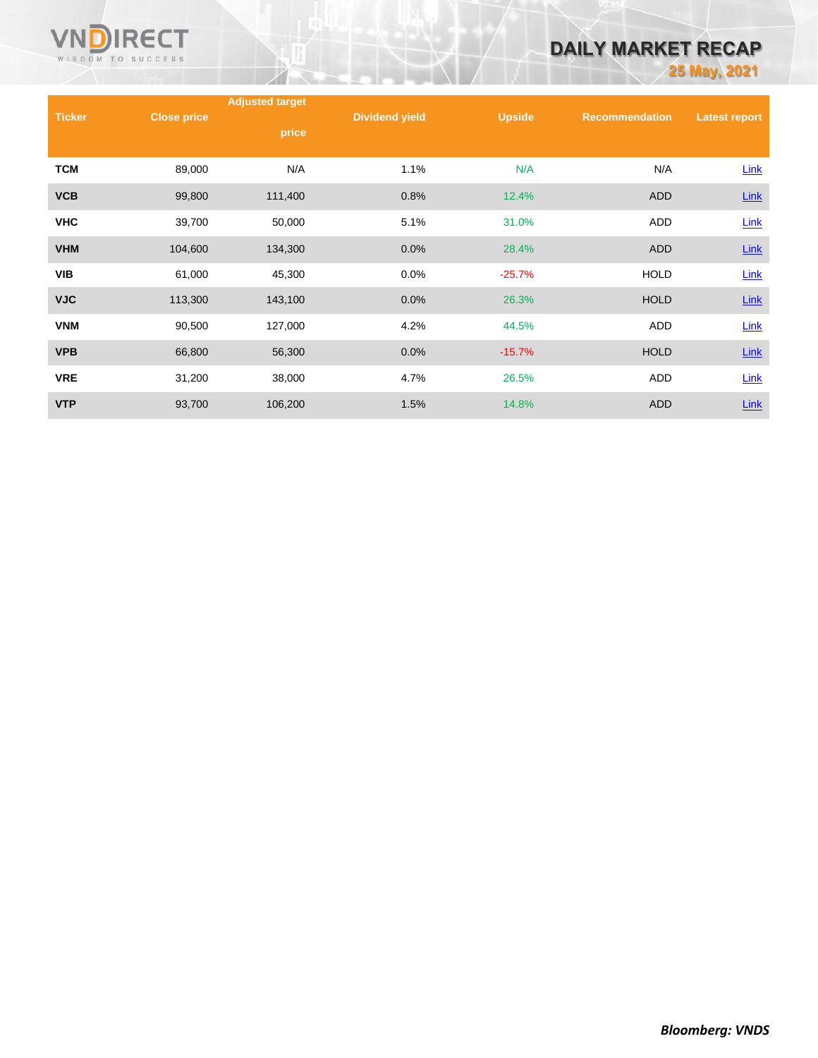| Ticker | Close price | Adjusted target price | Dividend yield | Upside | Recommendation | Latest report |
|---|---|---|---|---|---|---|
| TCM | 89,000 | N/A | 1.1% | N/A | N/A | Link |
| VCB | 99,800 | 111,400 | 0.8% | 12.4% | ADD | Link |
| VHC | 39,700 | 50,000 | 5.1% | 31.0% | ADD | Link |
| VHM | 104,600 | 134,300 | 0.0% | 28.4% | ADD | Link |
| VIB | 61,000 | 45,300 | 0.0% | -25.7% | HOLD | Link |
| VJC | 113,300 | 143,100 | 0.0% | 26.3% | HOLD | Link |
| VNM | 90,500 | 127,000 | 4.2% | 44.5% | ADD | Link |
| VPB | 66,800 | 56,300 | 0.0% | -15.7% | HOLD | Link |
| VRE | 31,200 | 38,000 | 4.7% | 26.5% | ADD | Link |
| VTP | 93,700 | 106,200 | 1.5% | 14.8% | ADD | Link |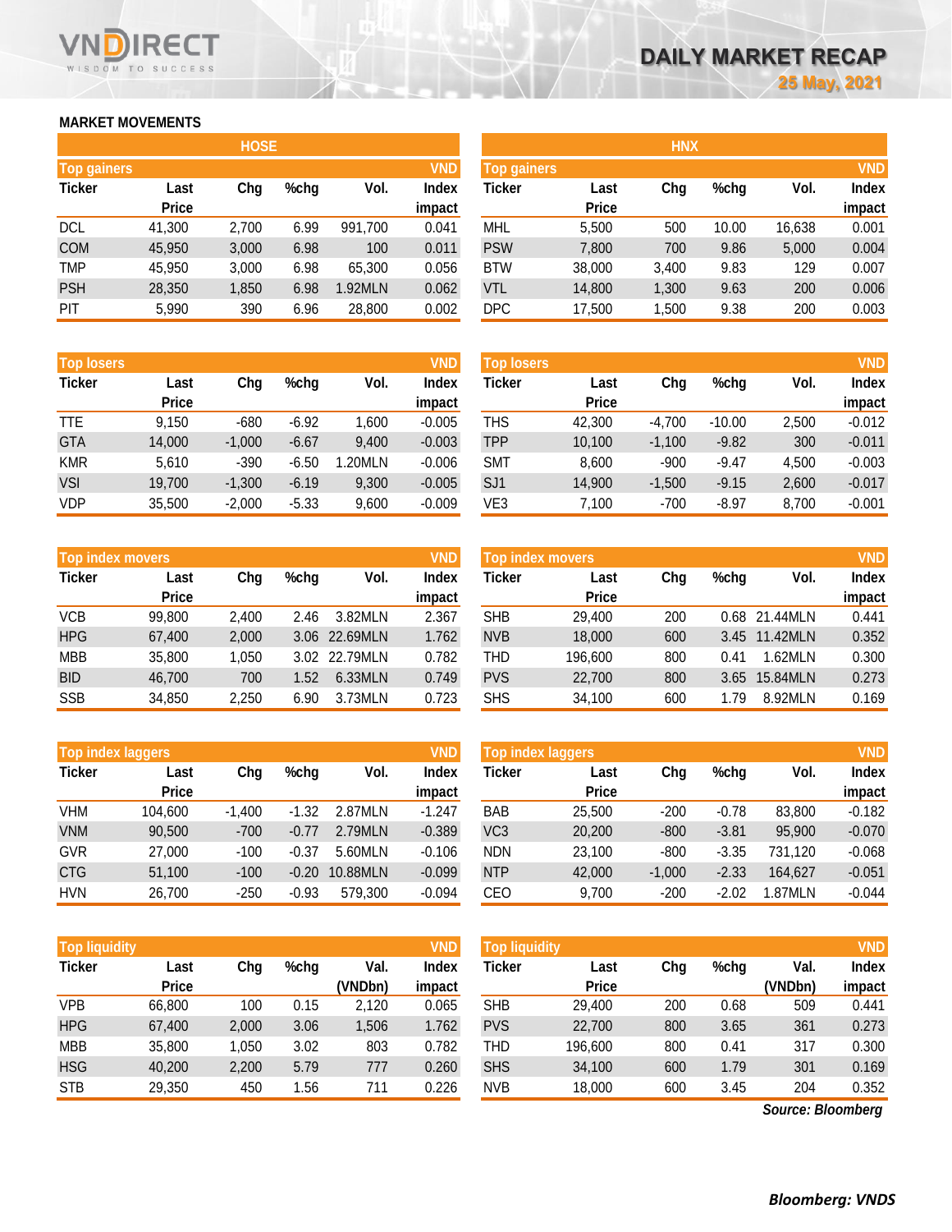# DAILY MARKET RECAP

25 May, 2021

## MARKET MOVEMENTS

### HOSE

**Top gainers** (VND)

| Ticker | Last Price | Chg | %chg | Vol. | Index impact |
|---|---|---|---|---|---|
| DCL | 41,300 | 2,700 | 6.99 | 991,700 | 0.041 |
| COM | 45,950 | 3,000 | 6.98 | 100 | 0.011 |
| TMP | 45,950 | 3,000 | 6.98 | 65,300 | 0.056 |
| PSH | 28,350 | 1,850 | 6.98 | 1.92MLN | 0.062 |
| PIT | 5,990 | 390 | 6.96 | 28,800 | 0.002 |

**Top losers** (VND)

| Ticker | Last Price | Chg | %chg | Vol. | Index impact |
|---|---|---|---|---|---|
| TTE | 9,150 | -680 | -6.92 | 1,600 | -0.005 |
| GTA | 14,000 | -1,000 | -6.67 | 9,400 | -0.003 |
| KMR | 5,610 | -390 | -6.50 | 1.20MLN | -0.006 |
| VSI | 19,700 | -1,300 | -6.19 | 9,300 | -0.005 |
| VDP | 35,500 | -2,000 | -5.33 | 9,600 | -0.009 |

**Top index movers** (VND)

| Ticker | Last Price | Chg | %chg | Vol. | Index impact |
|---|---|---|---|---|---|
| VCB | 99,800 | 2,400 | 2.46 | 3.82MLN | 2.367 |
| HPG | 67,400 | 2,000 | 3.06 | 22.69MLN | 1.762 |
| MBB | 35,800 | 1,050 | 3.02 | 22.79MLN | 0.782 |
| BID | 46,700 | 700 | 1.52 | 6.33MLN | 0.749 |
| SSB | 34,850 | 2,250 | 6.90 | 3.73MLN | 0.723 |

**Top index laggers** (VND)

| Ticker | Last Price | Chg | %chg | Vol. | Index impact |
|---|---|---|---|---|---|
| VHM | 104,600 | -1,400 | -1.32 | 2.87MLN | -1.247 |
| VNM | 90,500 | -700 | -0.77 | 2.79MLN | -0.389 |
| GVR | 27,000 | -100 | -0.37 | 5.60MLN | -0.106 |
| CTG | 51,100 | -100 | -0.20 | 10.88MLN | -0.099 |
| HVN | 26,700 | -250 | -0.93 | 579,300 | -0.094 |

**Top liquidity** (VND)

| Ticker | Last Price | Chg | %chg | Val. (VNDbn) | Index impact |
|---|---|---|---|---|---|
| VPB | 66,800 | 100 | 0.15 | 2,120 | 0.065 |
| HPG | 67,400 | 2,000 | 3.06 | 1,506 | 1.762 |
| MBB | 35,800 | 1,050 | 3.02 | 803 | 0.782 |
| HSG | 40,200 | 2,200 | 5.79 | 777 | 0.260 |
| STB | 29,350 | 450 | 1.56 | 711 | 0.226 |

### HNX

**Top gainers** (VND)

| Ticker | Last Price | Chg | %chg | Vol. | Index impact |
|---|---|---|---|---|---|
| MHL | 5,500 | 500 | 10.00 | 16,638 | 0.001 |
| PSW | 7,800 | 700 | 9.86 | 5,000 | 0.004 |
| BTW | 38,000 | 3,400 | 9.83 | 129 | 0.007 |
| VTL | 14,800 | 1,300 | 9.63 | 200 | 0.006 |
| DPC | 17,500 | 1,500 | 9.38 | 200 | 0.003 |

**Top losers** (VND)

| Ticker | Last Price | Chg | %chg | Vol. | Index impact |
|---|---|---|---|---|---|
| THS | 42,300 | -4,700 | -10.00 | 2,500 | -0.012 |
| TPP | 10,100 | -1,100 | -9.82 | 300 | -0.011 |
| SMT | 8,600 | -900 | -9.47 | 4,500 | -0.003 |
| SJ1 | 14,900 | -1,500 | -9.15 | 2,600 | -0.017 |
| VE3 | 7,100 | -700 | -8.97 | 8,700 | -0.001 |

**Top index movers** (VND)

| Ticker | Last Price | Chg | %chg | Vol. | Index impact |
|---|---|---|---|---|---|
| SHB | 29,400 | 200 | 0.68 | 21.44MLN | 0.441 |
| NVB | 18,000 | 600 | 3.45 | 11.42MLN | 0.352 |
| THD | 196,600 | 800 | 0.41 | 1.62MLN | 0.300 |
| PVS | 22,700 | 800 | 3.65 | 15.84MLN | 0.273 |
| SHS | 34,100 | 600 | 1.79 | 8.92MLN | 0.169 |

**Top index laggers** (VND)

| Ticker | Last Price | Chg | %chg | Vol. | Index impact |
|---|---|---|---|---|---|
| BAB | 25,500 | -200 | -0.78 | 83,800 | -0.182 |
| VC3 | 20,200 | -800 | -3.81 | 95,900 | -0.070 |
| NDN | 23,100 | -800 | -3.35 | 731,120 | -0.068 |
| NTP | 42,000 | -1,000 | -2.33 | 164,627 | -0.051 |
| CEO | 9,700 | -200 | -2.02 | 1.87MLN | -0.044 |

**Top liquidity** (VND)

| Ticker | Last Price | Chg | %chg | Val. (VNDbn) | Index impact |
|---|---|---|---|---|---|
| SHB | 29,400 | 200 | 0.68 | 509 | 0.441 |
| PVS | 22,700 | 800 | 3.65 | 361 | 0.273 |
| THD | 196,600 | 800 | 0.41 | 317 | 0.300 |
| SHS | 34,100 | 600 | 1.79 | 301 | 0.169 |
| NVB | 18,000 | 600 | 3.45 | 204 | 0.352 |

*Source: Bloomberg*

***Bloomberg: VNDS***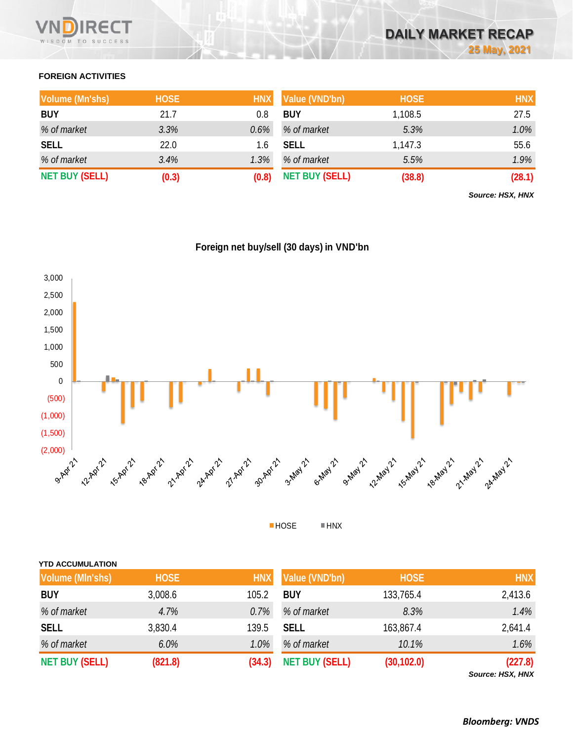DAILY MARKET RECAP
25 May, 2021

## FOREIGN ACTIVITIES

| Volume (Mn'shs) | HOSE | HNX |
|---|---|---|
| BUY | 21.7 | 0.8 |
| *% of market* | *3.3%* | *0.6%* |
| SELL | 22.0 | 1.6 |
| *% of market* | *3.4%* | *1.3%* |
| NET BUY (SELL) | (0.3) | (0.8) |

| Value (VND'bn) | HOSE | HNX |
|---|---|---|
| BUY | 1,108.5 | 27.5 |
| *% of market* | *5.3%* | *1.0%* |
| SELL | 1,147.3 | 55.6 |
| *% of market* | *5.5%* | *1.9%* |
| NET BUY (SELL) | (38.8) | (28.1) |

***Source: HSX, HNX***

**Foreign net buy/sell (30 days) in VND'bn**

3,000
2,500
2,000
1,500
1,000
500
0
(500)
(1,000)
(1,500)
(2,000)

9-Apr 21, 12-Apr 21, 15-Apr 21, 18-Apr 21, 21-Apr 21, 24-Apr 21, 27-Apr 21, 30-Apr 21, 3-May 21, 6-May 21, 9-May 21, 12-May 21, 15-May 21, 18-May 21, 21-May 21, 24-May 21

HOSE HNX

### YTD ACCUMULATION

| Volume (Mln'shs) | HOSE | HNX |
|---|---|---|
| BUY | 3,008.6 | 105.2 |
| *% of market* | *4.7%* | *0.7%* |
| SELL | 3,830.4 | 139.5 |
| *% of market* | *6.0%* | *1.0%* |
| NET BUY (SELL) | (821.8) | (34.3) |

| Value (VND'bn) | HOSE | HNX |
|---|---|---|
| BUY | 133,765.4 | 2,413.6 |
| *% of market* | *8.3%* | *1.4%* |
| SELL | 163,867.4 | 2,641.4 |
| *% of market* | *10.1%* | *1.6%* |
| NET BUY (SELL) | (30,102.0) | (227.8) |

***Source: HSX, HNX***

***Bloomberg: VNDS***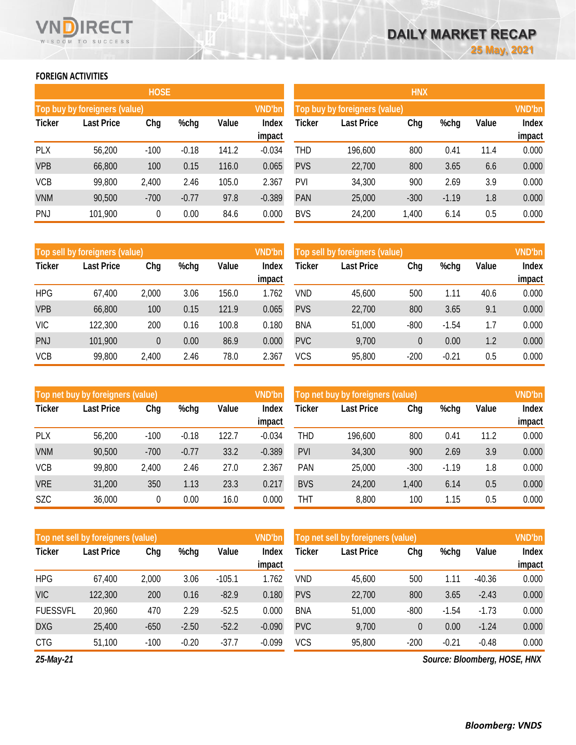# DAILY MARKET RECAP

25 May, 2021

## FOREIGN ACTIVITIES

### HOSE

| Top buy by foreigners (value) | | | | | VND'bn |
|---|---|---|---|---|---|
| Ticker | Last Price | Chg | %chg | Value | Index impact |
| PLX | 56,200 | -100 | -0.18 | 141.2 | -0.034 |
| VPB | 66,800 | 100 | 0.15 | 116.0 | 0.065 |
| VCB | 99,800 | 2,400 | 2.46 | 105.0 | 2.367 |
| VNM | 90,500 | -700 | -0.77 | 97.8 | -0.389 |
| PNJ | 101,900 | 0 | 0.00 | 84.6 | 0.000 |

| Top sell by foreigners (value) | | | | | VND'bn |
|---|---|---|---|---|---|
| Ticker | Last Price | Chg | %chg | Value | Index impact |
| HPG | 67,400 | 2,000 | 3.06 | 156.0 | 1.762 |
| VPB | 66,800 | 100 | 0.15 | 121.9 | 0.065 |
| VIC | 122,300 | 200 | 0.16 | 100.8 | 0.180 |
| PNJ | 101,900 | 0 | 0.00 | 86.9 | 0.000 |
| VCB | 99,800 | 2,400 | 2.46 | 78.0 | 2.367 |

| Top net buy by foreigners (value) | | | | | VND'bn |
|---|---|---|---|---|---|
| Ticker | Last Price | Chg | %chg | Value | Index impact |
| PLX | 56,200 | -100 | -0.18 | 122.7 | -0.034 |
| VNM | 90,500 | -700 | -0.77 | 33.2 | -0.389 |
| VCB | 99,800 | 2,400 | 2.46 | 27.0 | 2.367 |
| VRE | 31,200 | 350 | 1.13 | 23.3 | 0.217 |
| SZC | 36,000 | 0 | 0.00 | 16.0 | 0.000 |

| Top net sell by foreigners (value) | | | | | VND'bn |
|---|---|---|---|---|---|
| Ticker | Last Price | Chg | %chg | Value | Index impact |
| HPG | 67,400 | 2,000 | 3.06 | -105.1 | 1.762 |
| VIC | 122,300 | 200 | 0.16 | -82.9 | 0.180 |
| FUESSVFL | 20,960 | 470 | 2.29 | -52.5 | 0.000 |
| DXG | 25,400 | -650 | -2.50 | -52.2 | -0.090 |
| CTG | 51,100 | -100 | -0.20 | -37.7 | -0.099 |

### HNX

| Top buy by foreigners (value) | | | | | VND'bn |
|---|---|---|---|---|---|
| Ticker | Last Price | Chg | %chg | Value | Index impact |
| THD | 196,600 | 800 | 0.41 | 11.4 | 0.000 |
| PVS | 22,700 | 800 | 3.65 | 6.6 | 0.000 |
| PVI | 34,300 | 900 | 2.69 | 3.9 | 0.000 |
| PAN | 25,000 | -300 | -1.19 | 1.8 | 0.000 |
| BVS | 24,200 | 1,400 | 6.14 | 0.5 | 0.000 |

| Top sell by foreigners (value) | | | | | VND'bn |
|---|---|---|---|---|---|
| Ticker | Last Price | Chg | %chg | Value | Index impact |
| VND | 45,600 | 500 | 1.11 | 40.6 | 0.000 |
| PVS | 22,700 | 800 | 3.65 | 9.1 | 0.000 |
| BNA | 51,000 | -800 | -1.54 | 1.7 | 0.000 |
| PVC | 9,700 | 0 | 0.00 | 1.2 | 0.000 |
| VCS | 95,800 | -200 | -0.21 | 0.5 | 0.000 |

| Top net buy by foreigners (value) | | | | | VND'bn |
|---|---|---|---|---|---|
| Ticker | Last Price | Chg | %chg | Value | Index impact |
| THD | 196,600 | 800 | 0.41 | 11.2 | 0.000 |
| PVI | 34,300 | 900 | 2.69 | 3.9 | 0.000 |
| PAN | 25,000 | -300 | -1.19 | 1.8 | 0.000 |
| BVS | 24,200 | 1,400 | 6.14 | 0.5 | 0.000 |
| THT | 8,800 | 100 | 1.15 | 0.5 | 0.000 |

| Top net sell by foreigners (value) | | | | | VND'bn |
|---|---|---|---|---|---|
| Ticker | Last Price | Chg | %chg | Value | Index impact |
| VND | 45,600 | 500 | 1.11 | -40.36 | 0.000 |
| PVS | 22,700 | 800 | 3.65 | -2.43 | 0.000 |
| BNA | 51,000 | -800 | -1.54 | -1.73 | 0.000 |
| PVC | 9,700 | 0 | 0.00 | -1.24 | 0.000 |
| VCS | 95,800 | -200 | -0.21 | -0.48 | 0.000 |

*25-May-21*

*Source: Bloomberg, HOSE, HNX*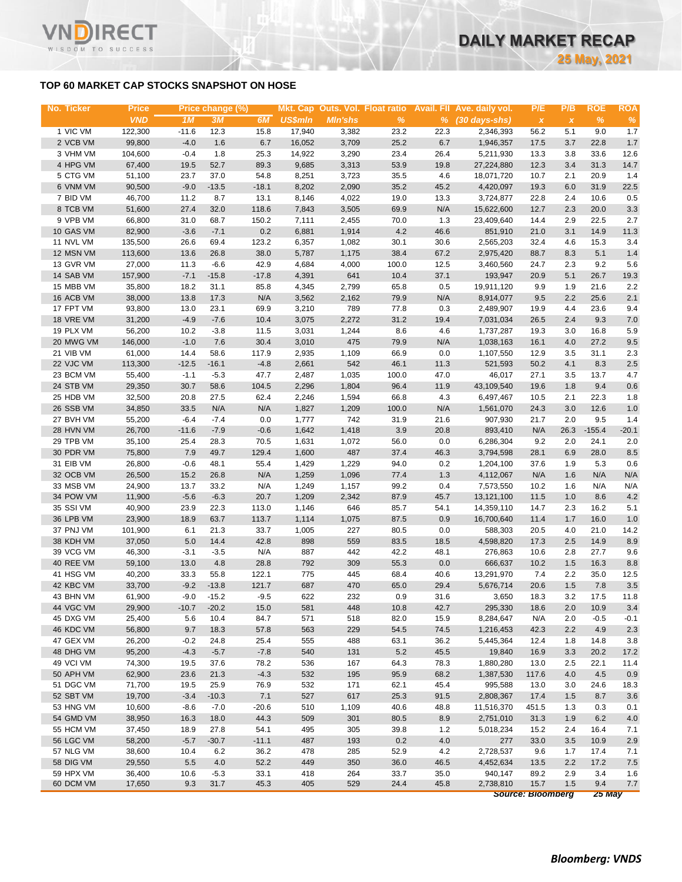## TOP 60 MARKET CAP STOCKS SNAPSHOT ON HOSE

| No. | Ticker | Price | Price change (%) | | | Mkt. Cap | Outs. Vol. | Float ratio | Avail. Fll | Ave. daily vol. | P/E | P/B | ROE | ROA |
|---|---|---|---|---|---|---|---|---|---|---|---|---|---|---|
| | | VND | 1M | 3M | 6M | US$mln | Mln'shs | % | % | (30 days-shs) | x | x | % | % |
| 1 | VIC VM | 122,300 | -11.6 | 12.3 | 15.8 | 17,940 | 3,382 | 23.2 | 22.3 | 2,346,393 | 56.2 | 5.1 | 9.0 | 1.7 |
| 2 | VCB VM | 99,800 | -4.0 | 1.6 | 6.7 | 16,052 | 3,709 | 25.2 | 6.7 | 1,946,357 | 17.5 | 3.7 | 22.8 | 1.7 |
| 3 | VHM VM | 104,600 | -0.4 | 1.8 | 25.3 | 14,922 | 3,290 | 23.4 | 26.4 | 5,211,930 | 13.3 | 3.8 | 33.6 | 12.6 |
| 4 | HPG VM | 67,400 | 19.5 | 52.7 | 89.3 | 9,685 | 3,313 | 53.9 | 19.8 | 27,224,880 | 12.3 | 3.4 | 31.3 | 14.7 |
| 5 | CTG VM | 51,100 | 23.7 | 37.0 | 54.8 | 8,251 | 3,723 | 35.5 | 4.6 | 18,071,720 | 10.7 | 2.1 | 20.9 | 1.4 |
| 6 | VNM VM | 90,500 | -9.0 | -13.5 | -18.1 | 8,202 | 2,090 | 35.2 | 45.2 | 4,420,097 | 19.3 | 6.0 | 31.9 | 22.5 |
| 7 | BID VM | 46,700 | 11.2 | 8.7 | 13.1 | 8,146 | 4,022 | 19.0 | 13.3 | 3,724,877 | 22.8 | 2.4 | 10.6 | 0.5 |
| 8 | TCB VM | 51,600 | 27.4 | 32.0 | 118.6 | 7,843 | 3,505 | 69.9 | N/A | 15,622,600 | 12.7 | 2.3 | 20.0 | 3.3 |
| 9 | VPB VM | 66,800 | 31.0 | 68.7 | 150.2 | 7,111 | 2,455 | 70.0 | 1.3 | 23,409,640 | 14.4 | 2.9 | 22.5 | 2.7 |
| 10 | GAS VM | 82,900 | -3.6 | -7.1 | 0.2 | 6,881 | 1,914 | 4.2 | 46.6 | 851,910 | 21.0 | 3.1 | 14.9 | 11.3 |
| 11 | NVL VM | 135,500 | 26.6 | 69.4 | 123.2 | 6,357 | 1,082 | 30.1 | 30.6 | 2,565,203 | 32.4 | 4.6 | 15.3 | 3.4 |
| 12 | MSN VM | 113,600 | 13.6 | 26.8 | 38.0 | 5,787 | 1,175 | 38.4 | 67.2 | 2,975,420 | 88.7 | 8.3 | 5.1 | 1.4 |
| 13 | GVR VM | 27,000 | 11.3 | -6.6 | 42.9 | 4,684 | 4,000 | 100.0 | 12.5 | 3,460,560 | 24.7 | 2.3 | 9.2 | 5.6 |
| 14 | SAB VM | 157,900 | -7.1 | -15.8 | -17.8 | 4,391 | 641 | 10.4 | 37.1 | 193,947 | 20.9 | 5.1 | 26.7 | 19.3 |
| 15 | MBB VM | 35,800 | 18.2 | 31.1 | 85.8 | 4,345 | 2,799 | 65.8 | 0.5 | 19,911,120 | 9.9 | 1.9 | 21.6 | 2.2 |
| 16 | ACB VM | 38,000 | 13.8 | 17.3 | N/A | 3,562 | 2,162 | 79.9 | N/A | 8,914,077 | 9.5 | 2.2 | 25.6 | 2.1 |
| 17 | FPT VM | 93,800 | 13.0 | 23.1 | 69.9 | 3,210 | 789 | 77.8 | 0.3 | 2,489,907 | 19.9 | 4.4 | 23.6 | 9.4 |
| 18 | VRE VM | 31,200 | -4.9 | -7.6 | 10.4 | 3,075 | 2,272 | 31.2 | 19.4 | 7,031,034 | 26.5 | 2.4 | 9.3 | 7.0 |
| 19 | PLX VM | 56,200 | 10.2 | -3.8 | 11.5 | 3,031 | 1,244 | 8.6 | 4.6 | 1,737,287 | 19.3 | 3.0 | 16.8 | 5.9 |
| 20 | MWG VM | 146,000 | -1.0 | 7.6 | 30.4 | 3,010 | 475 | 79.9 | N/A | 1,038,163 | 16.1 | 4.0 | 27.2 | 9.5 |
| 21 | VIB VM | 61,000 | 14.4 | 58.6 | 117.9 | 2,935 | 1,109 | 66.9 | 0.0 | 1,107,550 | 12.9 | 3.5 | 31.1 | 2.3 |
| 22 | VJC VM | 113,300 | -12.5 | -16.1 | -4.8 | 2,661 | 542 | 46.1 | 11.3 | 521,593 | 50.2 | 4.1 | 8.3 | 2.5 |
| 23 | BCM VM | 55,400 | -1.1 | -5.3 | 47.7 | 2,487 | 1,035 | 100.0 | 47.0 | 46,017 | 27.1 | 3.5 | 13.7 | 4.7 |
| 24 | STB VM | 29,350 | 30.7 | 58.6 | 104.5 | 2,296 | 1,804 | 96.4 | 11.9 | 43,109,540 | 19.6 | 1.8 | 9.4 | 0.6 |
| 25 | HDB VM | 32,500 | 20.8 | 27.5 | 62.4 | 2,246 | 1,594 | 66.8 | 4.3 | 6,497,467 | 10.5 | 2.1 | 22.3 | 1.8 |
| 26 | SSB VM | 34,850 | 33.5 | N/A | N/A | 1,827 | 1,209 | 100.0 | N/A | 1,561,070 | 24.3 | 3.0 | 12.6 | 1.0 |
| 27 | BVH VM | 55,200 | -6.4 | -7.4 | 0.0 | 1,777 | 742 | 31.9 | 21.6 | 907,930 | 21.7 | 2.0 | 9.5 | 1.4 |
| 28 | HVN VM | 26,700 | -11.6 | -7.9 | -0.6 | 1,642 | 1,418 | 3.9 | 20.8 | 893,410 | N/A | 26.3 | -155.4 | -20.1 |
| 29 | TPB VM | 35,100 | 25.4 | 28.3 | 70.5 | 1,631 | 1,072 | 56.0 | 0.0 | 6,286,304 | 9.2 | 2.0 | 24.1 | 2.0 |
| 30 | PDR VM | 75,800 | 7.9 | 49.7 | 129.4 | 1,600 | 487 | 37.4 | 46.3 | 3,794,598 | 28.1 | 6.9 | 28.0 | 8.5 |
| 31 | EIB VM | 26,800 | -0.6 | 48.1 | 55.4 | 1,429 | 1,229 | 94.0 | 0.2 | 1,204,100 | 37.6 | 1.9 | 5.3 | 0.6 |
| 32 | OCB VM | 26,500 | 15.2 | 26.8 | N/A | 1,259 | 1,096 | 77.4 | 1.3 | 4,112,067 | N/A | 1.6 | N/A | N/A |
| 33 | MSB VM | 24,900 | 13.7 | 33.2 | N/A | 1,249 | 1,157 | 99.2 | 0.4 | 7,573,550 | 10.2 | 1.6 | N/A | N/A |
| 34 | POW VM | 11,900 | -5.6 | -6.3 | 20.7 | 1,209 | 2,342 | 87.9 | 45.7 | 13,121,100 | 11.5 | 1.0 | 8.6 | 4.2 |
| 35 | SSI VM | 40,900 | 23.9 | 22.3 | 113.0 | 1,146 | 646 | 85.7 | 54.1 | 14,359,110 | 14.7 | 2.3 | 16.2 | 5.1 |
| 36 | LPB VM | 23,900 | 18.9 | 63.7 | 113.7 | 1,114 | 1,075 | 87.5 | 0.9 | 16,700,640 | 11.4 | 1.7 | 16.0 | 1.0 |
| 37 | PNJ VM | 101,900 | 6.1 | 21.3 | 33.7 | 1,005 | 227 | 80.5 | 0.0 | 588,303 | 20.5 | 4.0 | 21.0 | 14.2 |
| 38 | KDH VM | 37,050 | 5.0 | 14.4 | 42.8 | 898 | 559 | 83.5 | 18.5 | 4,598,820 | 17.3 | 2.5 | 14.9 | 8.9 |
| 39 | VCG VM | 46,300 | -3.1 | -3.5 | N/A | 887 | 442 | 42.2 | 48.1 | 276,863 | 10.6 | 2.8 | 27.7 | 9.6 |
| 40 | REE VM | 59,100 | 13.0 | 4.8 | 28.8 | 792 | 309 | 55.3 | 0.0 | 666,637 | 10.2 | 1.5 | 16.3 | 8.8 |
| 41 | HSG VM | 40,200 | 33.3 | 55.8 | 122.1 | 775 | 445 | 68.4 | 40.6 | 13,291,970 | 7.4 | 2.2 | 35.0 | 12.5 |
| 42 | KBC VM | 33,700 | -9.2 | -13.8 | 121.7 | 687 | 470 | 65.0 | 29.4 | 5,676,714 | 20.6 | 1.5 | 7.8 | 3.5 |
| 43 | BHN VM | 61,900 | -9.0 | -15.2 | -9.5 | 622 | 232 | 0.9 | 31.6 | 3,650 | 18.3 | 3.2 | 17.5 | 11.8 |
| 44 | VGC VM | 29,900 | -10.7 | -20.2 | 15.0 | 581 | 448 | 10.8 | 42.7 | 295,330 | 18.6 | 2.0 | 10.9 | 3.4 |
| 45 | DXG VM | 25,400 | 5.6 | 10.4 | 84.7 | 571 | 518 | 82.0 | 15.9 | 8,284,647 | N/A | 2.0 | -0.5 | -0.1 |
| 46 | KDC VM | 56,800 | 9.7 | 18.3 | 57.8 | 563 | 229 | 54.5 | 74.5 | 1,216,453 | 42.3 | 2.2 | 4.9 | 2.3 |
| 47 | GEX VM | 26,200 | -0.2 | 24.8 | 25.4 | 555 | 488 | 63.1 | 36.2 | 5,445,364 | 12.4 | 1.8 | 14.8 | 3.8 |
| 48 | DHG VM | 95,200 | -4.3 | -5.7 | -7.8 | 540 | 131 | 5.2 | 45.5 | 19,840 | 16.9 | 3.3 | 20.2 | 17.2 |
| 49 | VCI VM | 74,300 | 19.5 | 37.6 | 78.2 | 536 | 167 | 64.3 | 78.3 | 1,880,280 | 13.0 | 2.5 | 22.1 | 11.4 |
| 50 | APH VM | 62,900 | 23.6 | 21.3 | -4.3 | 532 | 195 | 95.9 | 68.2 | 1,387,530 | 117.6 | 4.0 | 4.5 | 0.9 |
| 51 | DGC VM | 71,700 | 19.5 | 25.9 | 76.9 | 532 | 171 | 62.1 | 45.4 | 995,588 | 13.0 | 3.0 | 24.6 | 18.3 |
| 52 | SBT VM | 19,700 | -3.4 | -10.3 | 7.1 | 527 | 617 | 25.3 | 91.5 | 2,808,367 | 17.4 | 1.5 | 8.7 | 3.6 |
| 53 | HNG VM | 10,600 | -8.6 | -7.0 | -20.6 | 510 | 1,109 | 40.6 | 48.8 | 11,516,370 | 451.5 | 1.3 | 0.3 | 0.1 |
| 54 | GMD VM | 38,950 | 16.3 | 18.0 | 44.3 | 509 | 301 | 80.5 | 8.9 | 2,751,010 | 31.3 | 1.9 | 6.2 | 4.0 |
| 55 | HCM VM | 37,450 | 18.9 | 27.8 | 54.1 | 495 | 305 | 39.8 | 1.2 | 5,018,234 | 15.2 | 2.4 | 16.4 | 7.1 |
| 56 | LGC VM | 58,200 | -5.7 | -30.7 | -11.1 | 487 | 193 | 0.2 | 4.0 | 277 | 33.0 | 3.5 | 10.9 | 2.9 |
| 57 | NLG VM | 38,600 | 10.4 | 6.2 | 36.2 | 478 | 285 | 52.9 | 4.2 | 2,728,537 | 9.6 | 1.7 | 17.4 | 7.1 |
| 58 | DIG VM | 29,550 | 5.5 | 4.0 | 52.2 | 449 | 350 | 36.0 | 46.5 | 4,452,634 | 13.5 | 2.2 | 17.2 | 7.5 |
| 59 | HPX VM | 36,400 | 10.6 | -5.3 | 33.1 | 418 | 264 | 33.7 | 35.0 | 940,147 | 89.2 | 2.9 | 3.4 | 1.6 |
| 60 | DCM VM | 17,650 | 9.3 | 31.7 | 45.3 | 405 | 529 | 24.4 | 45.8 | 2,738,810 | 15.7 | 1.5 | 9.4 | 7.7 |

Source: Bloomberg 25 May

*Bloomberg: VNDS*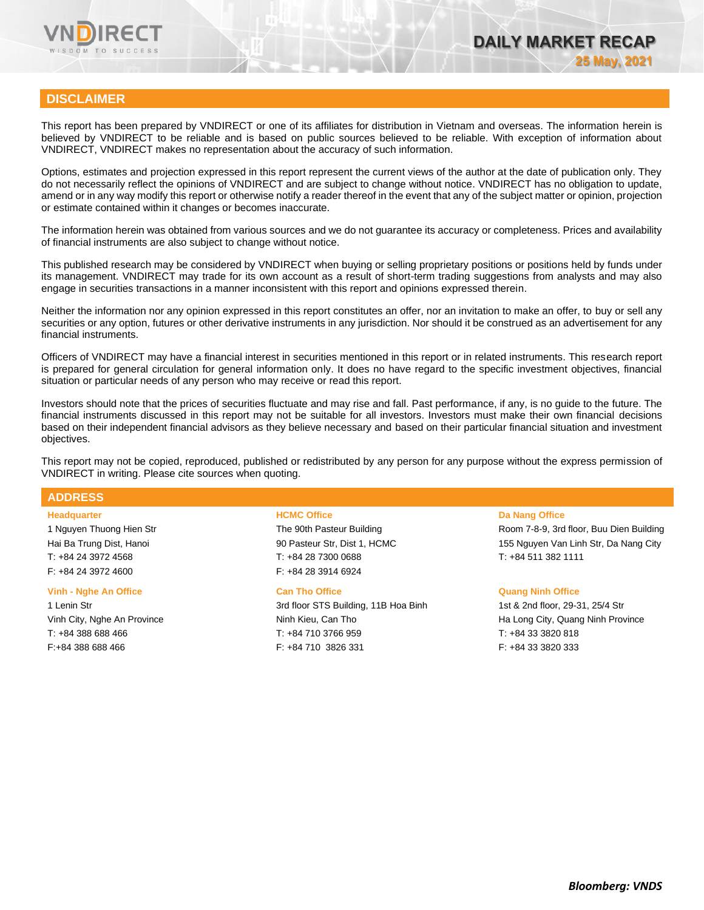## DISCLAIMER

This report has been prepared by VNDIRECT or one of its affiliates for distribution in Vietnam and overseas. The information herein is believed by VNDIRECT to be reliable and is based on public sources believed to be reliable. With exception of information about VNDIRECT, VNDIRECT makes no representation about the accuracy of such information.

Options, estimates and projection expressed in this report represent the current views of the author at the date of publication only. They do not necessarily reflect the opinions of VNDIRECT and are subject to change without notice. VNDIRECT has no obligation to update, amend or in any way modify this report or otherwise notify a reader thereof in the event that any of the subject matter or opinion, projection or estimate contained within it changes or becomes inaccurate.

The information herein was obtained from various sources and we do not guarantee its accuracy or completeness. Prices and availability of financial instruments are also subject to change without notice.

This published research may be considered by VNDIRECT when buying or selling proprietary positions or positions held by funds under its management. VNDIRECT may trade for its own account as a result of short-term trading suggestions from analysts and may also engage in securities transactions in a manner inconsistent with this report and opinions expressed therein.

Neither the information nor any opinion expressed in this report constitutes an offer, nor an invitation to make an offer, to buy or sell any securities or any option, futures or other derivative instruments in any jurisdiction. Nor should it be construed as an advertisement for any financial instruments.

Officers of VNDIRECT may have a financial interest in securities mentioned in this report or in related instruments. This research report is prepared for general circulation for general information only. It does no have regard to the specific investment objectives, financial situation or particular needs of any person who may receive or read this report.

Investors should note that the prices of securities fluctuate and may rise and fall. Past performance, if any, is no guide to the future. The financial instruments discussed in this report may not be suitable for all investors. Investors must make their own financial decisions based on their independent financial advisors as they believe necessary and based on their particular financial situation and investment objectives.

This report may not be copied, reproduced, published or redistributed by any person for any purpose without the express permission of VNDIRECT in writing. Please cite sources when quoting.

## ADDRESS

**Headquarter**
1 Nguyen Thuong Hien Str
Hai Ba Trung Dist, Hanoi
T: +84 24 3972 4568
F: +84 24 3972 4600

**HCMC Office**
The 90th Pasteur Building
90 Pasteur Str, Dist 1, HCMC
T: +84 28 7300 0688
F: +84 28 3914 6924

**Da Nang Office**
Room 7-8-9, 3rd floor, Buu Dien Building
155 Nguyen Van Linh Str, Da Nang City
T: +84 511 382 1111

**Vinh - Nghe An Office**
1 Lenin Str
Vinh City, Nghe An Province
T: +84 388 688 466
F:+84 388 688 466

**Can Tho Office**
3rd floor STS Building, 11B Hoa Binh
Ninh Kieu, Can Tho
T: +84 710 3766 959
F: +84 710 3826 331

**Quang Ninh Office**
1st & 2nd floor, 29-31, 25/4 Str
Ha Long City, Quang Ninh Province
T: +84 33 3820 818
F: +84 33 3820 333

***Bloomberg: VNDS***